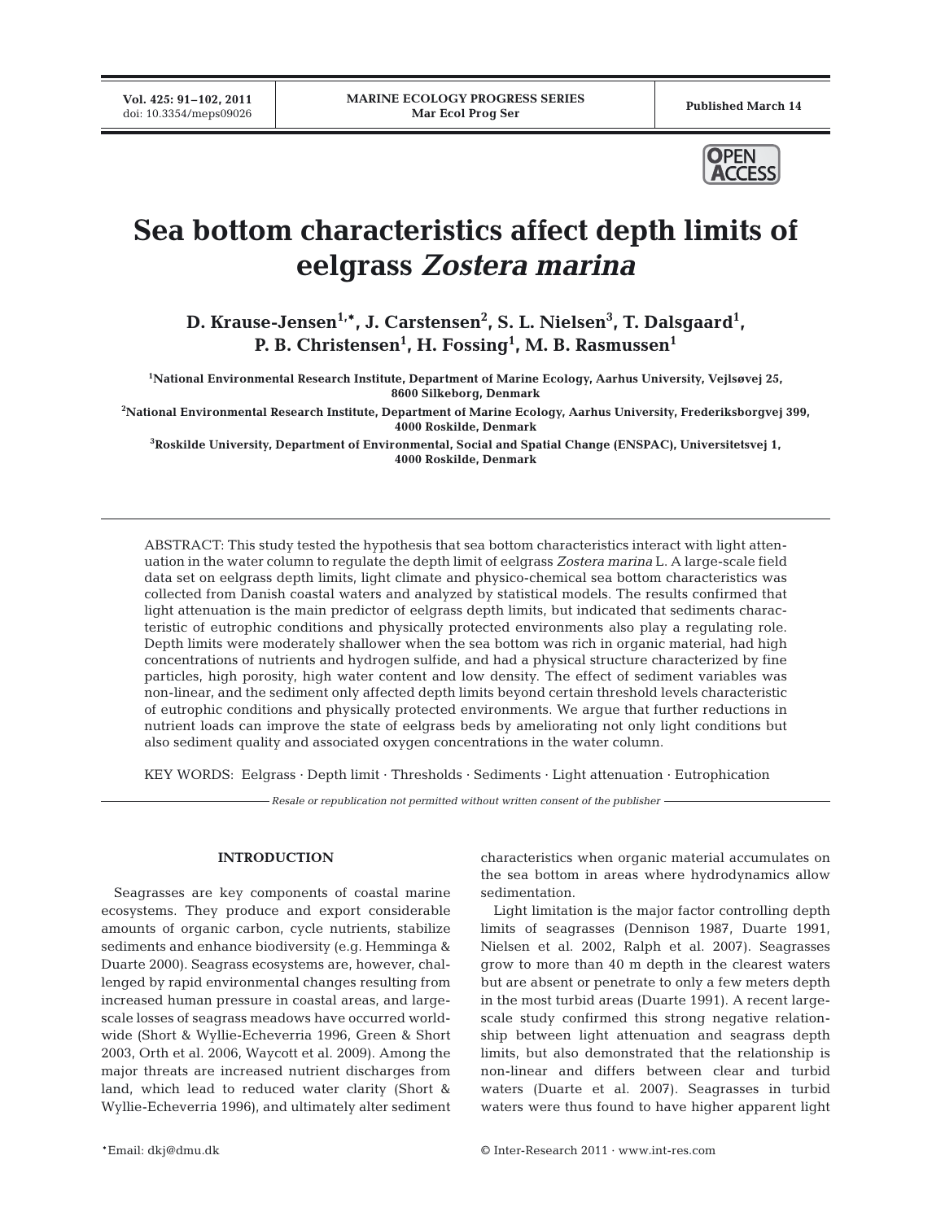# Sea bottom characteristics affect depth limits of eelgrass *Zostera marina*

**D. Krause-Jensen[1,*], J. Carstensen[2], S. L. Nielsen[3], T. Dalsgaard[1], P. B. Christensen[1], H. Fossing[1], M. B. Rasmussen[1]**

[1]National Environmental Research Institute, Department of Marine Ecology, Aarhus University, Vejlsøvej 25, 8600 Silkeborg, Denmark

[2]National Environmental Research Institute, Department of Marine Ecology, Aarhus University, Frederiksborgvej 399, 4000 Roskilde, Denmark

[3]Roskilde University, Department of Environmental, Social and Spatial Change (ENSPAC), Universitetsvej 1, 4000 Roskilde, Denmark

ABSTRACT: This study tested the hypothesis that sea bottom characteristics interact with light attenuation in the water column to regulate the depth limit of eelgrass *Zostera marina* L. A large-scale field data set on eelgrass depth limits, light climate and physico-chemical sea bottom characteristics was collected from Danish coastal waters and analyzed by statistical models. The results confirmed that light attenuation is the main predictor of eelgrass depth limits, but indicated that sediments characteristic of eutrophic conditions and physically protected environments also play a regulating role. Depth limits were moderately shallower when the sea bottom was rich in organic material, had high concentrations of nutrients and hydrogen sulfide, and had a physical structure characterized by fine particles, high porosity, high water content and low density. The effect of sediment variables was non-linear, and the sediment only affected depth limits beyond certain threshold levels characteristic of eutrophic conditions and physically protected environments. We argue that further reductions in nutrient loads can improve the state of eelgrass beds by ameliorating not only light conditions but also sediment quality and associated oxygen concentrations in the water column.

KEY WORDS: Eelgrass · Depth limit · Thresholds · Sediments · Light attenuation · Eutrophication

*Resale or republication not permitted without written consent of the publisher*

## INTRODUCTION

Seagrasses are key components of coastal marine ecosystems. They produce and export considerable amounts of organic carbon, cycle nutrients, stabilize sediments and enhance biodiversity (e.g. Hemminga & Duarte 2000). Seagrass ecosystems are, however, challenged by rapid environmental changes resulting from increased human pressure in coastal areas, and large-scale losses of seagrass meadows have occurred worldwide (Short & Wyllie-Echeverria 1996, Green & Short 2003, Orth et al. 2006, Waycott et al. 2009). Among the major threats are increased nutrient discharges from land, which lead to reduced water clarity (Short & Wyllie-Echeverria 1996), and ultimately alter sediment characteristics when organic material accumulates on the sea bottom in areas where hydrodynamics allow sedimentation.

Light limitation is the major factor controlling depth limits of seagrasses (Dennison 1987, Duarte 1991, Nielsen et al. 2002, Ralph et al. 2007). Seagrasses grow to more than 40 m depth in the clearest waters but are absent or penetrate to only a few meters depth in the most turbid areas (Duarte 1991). A recent large-scale study confirmed this strong negative relationship between light attenuation and seagrass depth limits, but also demonstrated that the relationship is non-linear and differs between clear and turbid waters (Duarte et al. 2007). Seagrasses in turbid waters were thus found to have higher apparent light

*Email: dkj@dmu.dk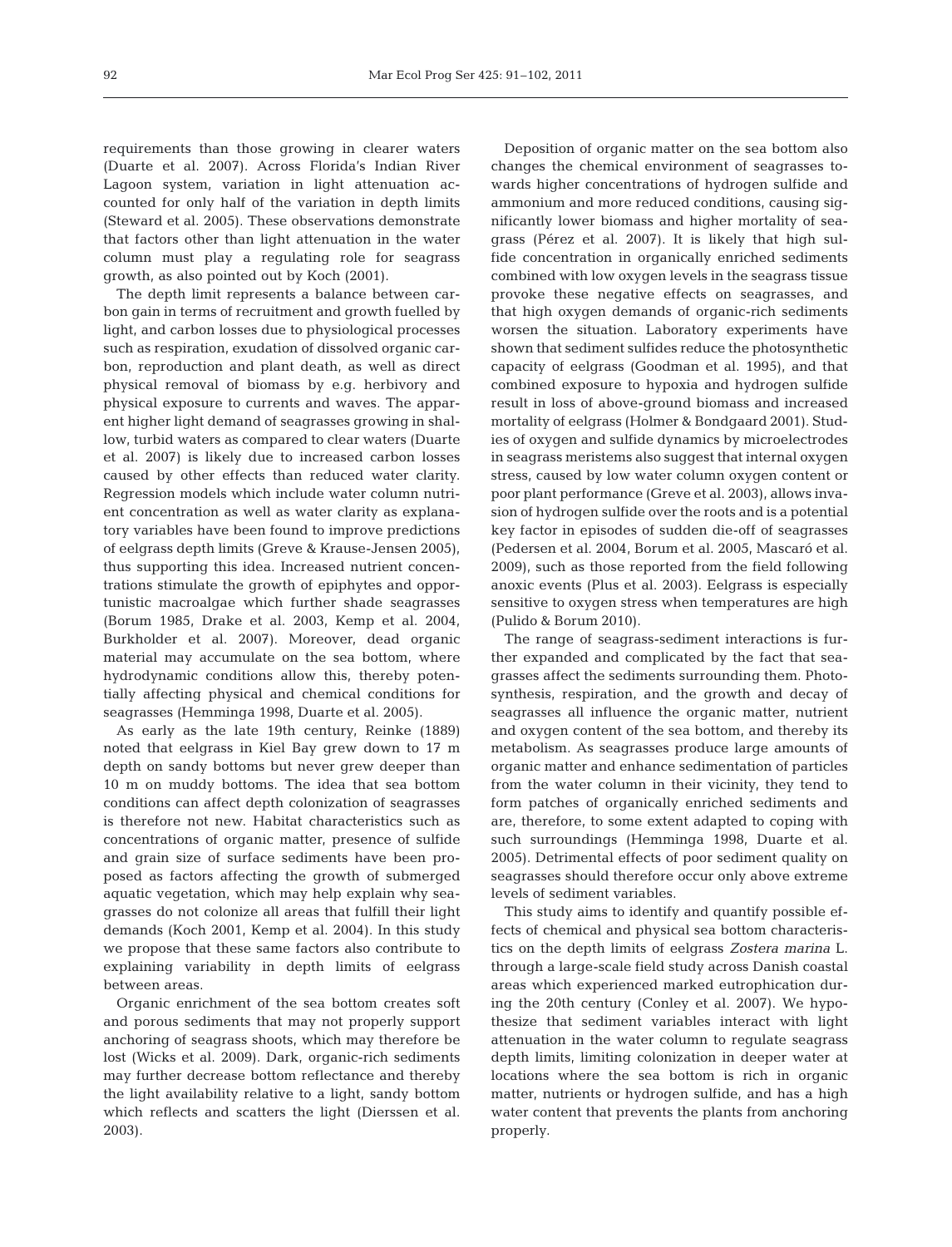requirements than those growing in clearer waters (Duarte et al. 2007). Across Florida's Indian River Lagoon system, variation in light attenuation accounted for only half of the variation in depth limits (Steward et al. 2005). These observations demonstrate that factors other than light attenuation in the water column must play a regulating role for seagrass growth, as also pointed out by Koch (2001).

The depth limit represents a balance between carbon gain in terms of recruitment and growth fuelled by light, and carbon losses due to physiological processes such as respiration, exudation of dissolved organic carbon, reproduction and plant death, as well as direct physical removal of biomass by e.g. herbivory and physical exposure to currents and waves. The apparent higher light demand of seagrasses growing in shallow, turbid waters as compared to clear waters (Duarte et al. 2007) is likely due to increased carbon losses caused by other effects than reduced water clarity. Regression models which include water column nutrient concentration as well as water clarity as explanatory variables have been found to improve predictions of eelgrass depth limits (Greve & Krause-Jensen 2005), thus supporting this idea. Increased nutrient concentrations stimulate the growth of epiphytes and opportunistic macroalgae which further shade seagrasses (Borum 1985, Drake et al. 2003, Kemp et al. 2004, Burkholder et al. 2007). Moreover, dead organic material may accumulate on the sea bottom, where hydrodynamic conditions allow this, thereby potentially affecting physical and chemical conditions for seagrasses (Hemminga 1998, Duarte et al. 2005).

As early as the late 19th century, Reinke (1889) noted that eelgrass in Kiel Bay grew down to 17 m depth on sandy bottoms but never grew deeper than 10 m on muddy bottoms. The idea that sea bottom conditions can affect depth colonization of seagrasses is therefore not new. Habitat characteristics such as concentrations of organic matter, presence of sulfide and grain size of surface sediments have been proposed as factors affecting the growth of submerged aquatic vegetation, which may help explain why seagrasses do not colonize all areas that fulfill their light demands (Koch 2001, Kemp et al. 2004). In this study we propose that these same factors also contribute to explaining variability in depth limits of eelgrass between areas.

Organic enrichment of the sea bottom creates soft and porous sediments that may not properly support anchoring of seagrass shoots, which may therefore be lost (Wicks et al. 2009). Dark, organic-rich sediments may further decrease bottom reflectance and thereby the light availability relative to a light, sandy bottom which reflects and scatters the light (Dierssen et al. 2003).

Deposition of organic matter on the sea bottom also changes the chemical environment of seagrasses towards higher concentrations of hydrogen sulfide and ammonium and more reduced conditions, causing significantly lower biomass and higher mortality of seagrass (Pérez et al. 2007). It is likely that high sulfide concentration in organically enriched sediments combined with low oxygen levels in the seagrass tissue provoke these negative effects on seagrasses, and that high oxygen demands of organic-rich sediments worsen the situation. Laboratory experiments have shown that sediment sulfides reduce the photosynthetic capacity of eelgrass (Goodman et al. 1995), and that combined exposure to hypoxia and hydrogen sulfide result in loss of above-ground biomass and increased mortality of eelgrass (Holmer & Bondgaard 2001). Studies of oxygen and sulfide dynamics by microelectrodes in seagrass meristems also suggest that internal oxygen stress, caused by low water column oxygen content or poor plant performance (Greve et al. 2003), allows invasion of hydrogen sulfide over the roots and is a potential key factor in episodes of sudden die-off of seagrasses (Pedersen et al. 2004, Borum et al. 2005, Mascaró et al. 2009), such as those reported from the field following anoxic events (Plus et al. 2003). Eelgrass is especially sensitive to oxygen stress when temperatures are high (Pulido & Borum 2010).

The range of seagrass-sediment interactions is further expanded and complicated by the fact that seagrasses affect the sediments surrounding them. Photosynthesis, respiration, and the growth and decay of seagrasses all influence the organic matter, nutrient and oxygen content of the sea bottom, and thereby its metabolism. As seagrasses produce large amounts of organic matter and enhance sedimentation of particles from the water column in their vicinity, they tend to form patches of organically enriched sediments and are, therefore, to some extent adapted to coping with such surroundings (Hemminga 1998, Duarte et al. 2005). Detrimental effects of poor sediment quality on seagrasses should therefore occur only above extreme levels of sediment variables.

This study aims to identify and quantify possible effects of chemical and physical sea bottom characteristics on the depth limits of eelgrass *Zostera marina* L. through a large-scale field study across Danish coastal areas which experienced marked eutrophication during the 20th century (Conley et al. 2007). We hypothesize that sediment variables interact with light attenuation in the water column to regulate seagrass depth limits, limiting colonization in deeper water at locations where the sea bottom is rich in organic matter, nutrients or hydrogen sulfide, and has a high water content that prevents the plants from anchoring properly.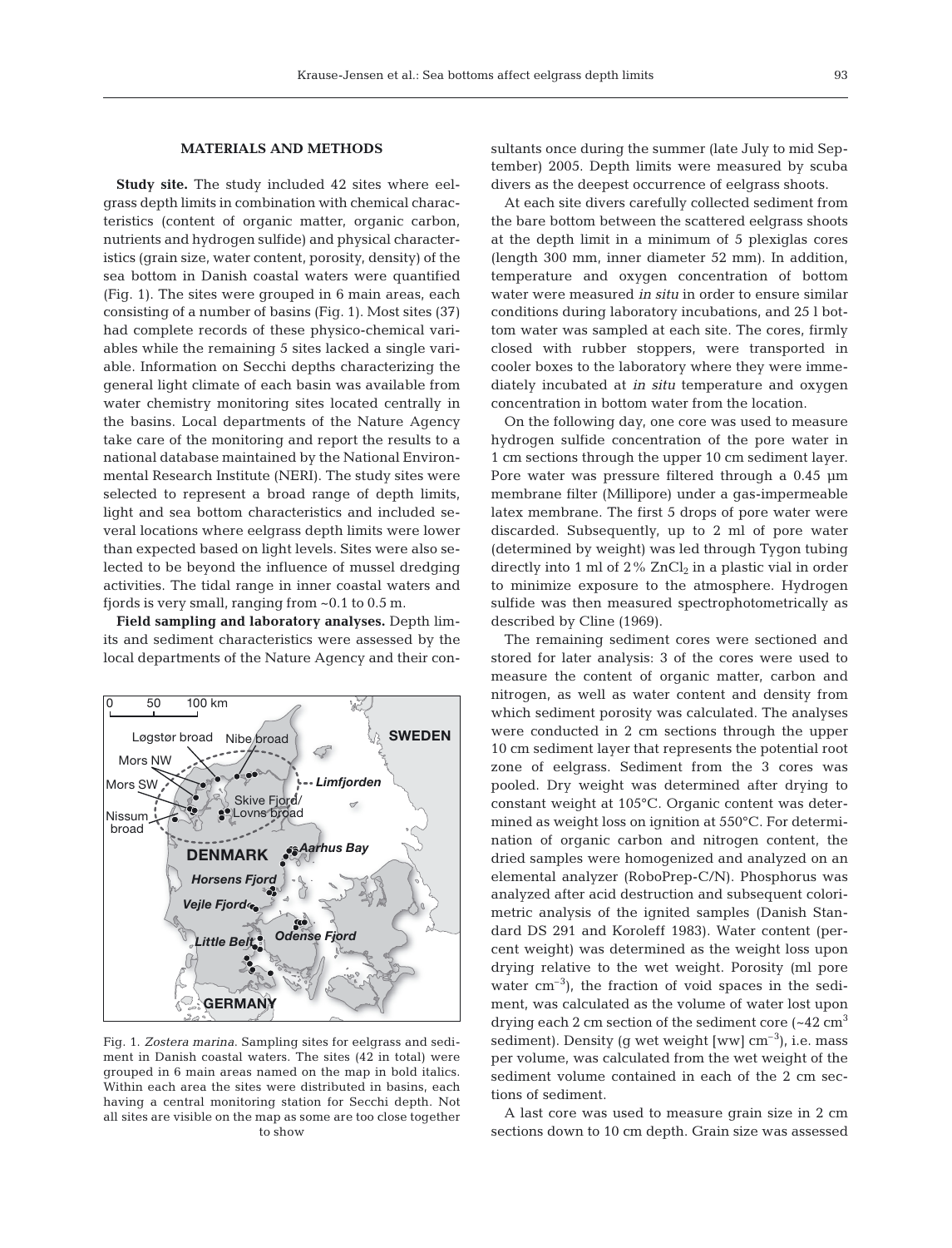## MATERIALS AND METHODS

**Study site.** The study included 42 sites where eelgrass depth limits in combination with chemical characteristics (content of organic matter, organic carbon, nutrients and hydrogen sulfide) and physical characteristics (grain size, water content, porosity, density) of the sea bottom in Danish coastal waters were quantified (Fig. 1). The sites were grouped in 6 main areas, each consisting of a number of basins (Fig. 1). Most sites (37) had complete records of these physico-chemical variables while the remaining 5 sites lacked a single variable. Information on Secchi depths characterizing the general light climate of each basin was available from water chemistry monitoring sites located centrally in the basins. Local departments of the Nature Agency take care of the monitoring and report the results to a national database maintained by the National Environmental Research Institute (NERI). The study sites were selected to represent a broad range of depth limits, light and sea bottom characteristics and included several locations where eelgrass depth limits were lower than expected based on light levels. Sites were also selected to be beyond the influence of mussel dredging activities. The tidal range in inner coastal waters and fjords is very small, ranging from ~0.1 to 0.5 m.

**Field sampling and laboratory analyses.** Depth limits and sediment characteristics were assessed by the local departments of the Nature Agency and their consultants once during the summer (late July to mid September) 2005. Depth limits were measured by scuba divers as the deepest occurrence of eelgrass shoots.

Fig. 1. *Zostera marina.* Sampling sites for eelgrass and sediment in Danish coastal waters. The sites (42 in total) were grouped in 6 main areas named on the map in bold italics. Within each area the sites were distributed in basins, each having a central monitoring station for Secchi depth. Not all sites are visible on the map as some are too close together to show

At each site divers carefully collected sediment from the bare bottom between the scattered eelgrass shoots at the depth limit in a minimum of 5 plexiglas cores (length 300 mm, inner diameter 52 mm). In addition, temperature and oxygen concentration of bottom water were measured *in situ* in order to ensure similar conditions during laboratory incubations, and 25 l bottom water was sampled at each site. The cores, firmly closed with rubber stoppers, were transported in cooler boxes to the laboratory where they were immediately incubated at *in situ* temperature and oxygen concentration in bottom water from the location.

On the following day, one core was used to measure hydrogen sulfide concentration of the pore water in 1 cm sections through the upper 10 cm sediment layer. Pore water was pressure filtered through a 0.45 µm membrane filter (Millipore) under a gas-impermeable latex membrane. The first 5 drops of pore water were discarded. Subsequently, up to 2 ml of pore water (determined by weight) was led through Tygon tubing directly into 1 ml of 2% $ZnCl_2$ in a plastic vial in order to minimize exposure to the atmosphere. Hydrogen sulfide was then measured spectrophotometrically as described by Cline (1969).

The remaining sediment cores were sectioned and stored for later analysis: 3 of the cores were used to measure the content of organic matter, carbon and nitrogen, as well as water content and density from which sediment porosity was calculated. The analyses were conducted in 2 cm sections through the upper 10 cm sediment layer that represents the potential root zone of eelgrass. Sediment from the 3 cores was pooled. Dry weight was determined after drying to constant weight at 105°C. Organic content was determined as weight loss on ignition at 550°C. For determination of organic carbon and nitrogen content, the dried samples were homogenized and analyzed on an elemental analyzer (RoboPrep-C/N). Phosphorus was analyzed after acid destruction and subsequent colorimetric analysis of the ignited samples (Danish Standard DS 291 and Koroleff 1983). Water content (percent weight) was determined as the weight loss upon drying relative to the wet weight. Porosity (ml pore water $cm^{-3}$), the fraction of void spaces in the sediment, was calculated as the volume of water lost upon drying each 2 cm section of the sediment core (~42 $cm^3$ sediment). Density (g wet weight [ww] $cm^{-3}$), i.e. mass per volume, was calculated from the wet weight of the sediment volume contained in each of the 2 cm sections of sediment.

A last core was used to measure grain size in 2 cm sections down to 10 cm depth. Grain size was assessed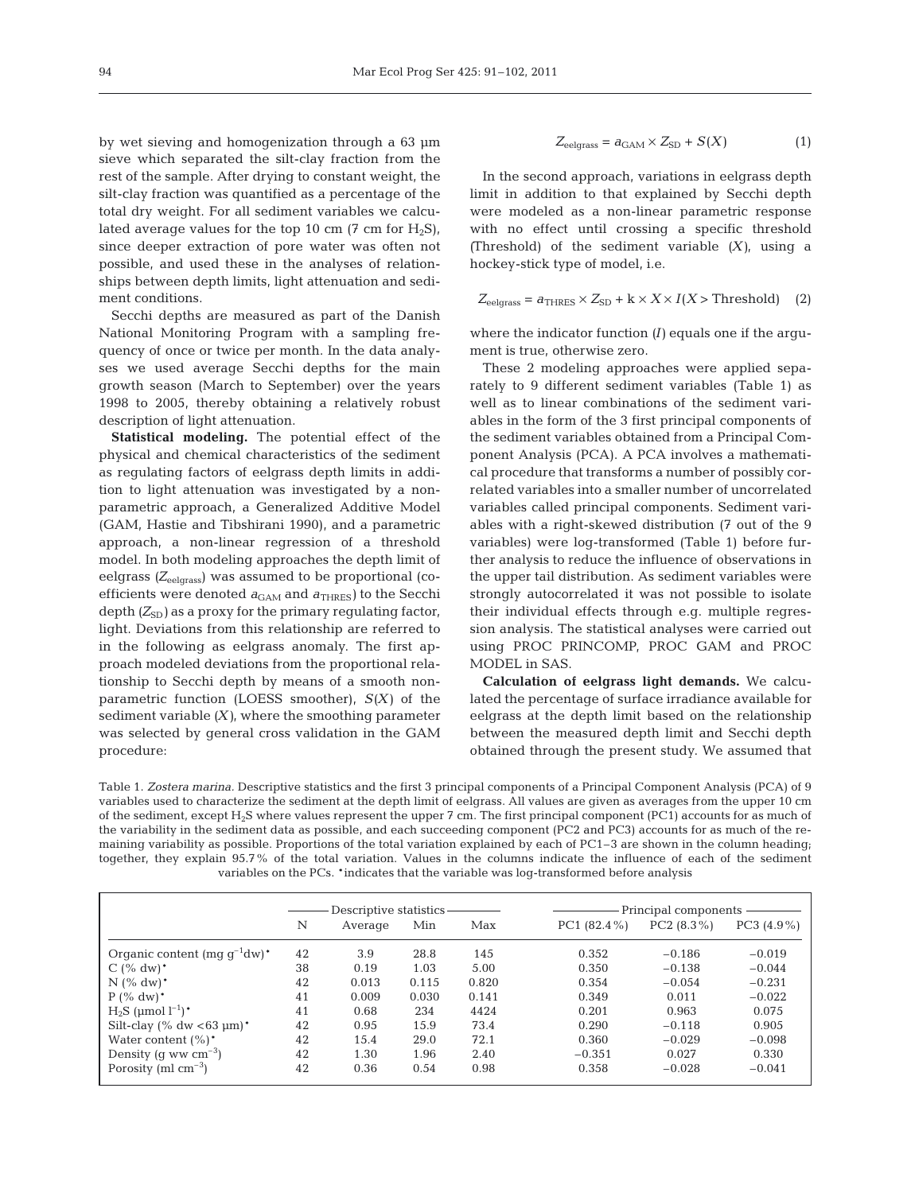by wet sieving and homogenization through a 63 µm sieve which separated the silt-clay fraction from the rest of the sample. After drying to constant weight, the silt-clay fraction was quantified as a percentage of the total dry weight. For all sediment variables we calculated average values for the top 10 cm (7 cm for $H_2S$), since deeper extraction of pore water was often not possible, and used these in the analyses of relationships between depth limits, light attenuation and sediment conditions.

Secchi depths are measured as part of the Danish National Monitoring Program with a sampling frequency of once or twice per month. In the data analyses we used average Secchi depths for the main growth season (March to September) over the years 1998 to 2005, thereby obtaining a relatively robust description of light attenuation.

**Statistical modeling.** The potential effect of the physical and chemical characteristics of the sediment as regulating factors of eelgrass depth limits in addition to light attenuation was investigated by a non-parametric approach, a Generalized Additive Model (GAM, Hastie and Tibshirani 1990), and a parametric approach, a non-linear regression of a threshold model. In both modeling approaches the depth limit of eelgrass ($Z_{eelgrass}$) was assumed to be proportional (coefficients were denoted $a_{GAM}$ and $a_{THRES}$) to the Secchi depth ($Z_{SD}$) as a proxy for the primary regulating factor, light. Deviations from this relationship are referred to in the following as eelgrass anomaly. The first approach modeled deviations from the proportional relationship to Secchi depth by means of a smooth non-parametric function (LOESS smoother), $S(X)$ of the sediment variable ($X$), where the smoothing parameter was selected by general cross validation in the GAM procedure:

$$Z_{eelgrass} = a_{GAM} \times Z_{SD} + S(X) \tag{1}$$

In the second approach, variations in eelgrass depth limit in addition to that explained by Secchi depth were modeled as a non-linear parametric response with no effect until crossing a specific threshold (Threshold) of the sediment variable ($X$), using a hockey-stick type of model, i.e.

$$Z_{eelgrass} = a_{THRES} \times Z_{SD} + k \times X \times I(X > \text{Threshold}) \tag{2}$$

where the indicator function ($I$) equals one if the argument is true, otherwise zero.

These 2 modeling approaches were applied separately to 9 different sediment variables (Table 1) as well as to linear combinations of the sediment variables in the form of the 3 first principal components of the sediment variables obtained from a Principal Component Analysis (PCA). A PCA involves a mathematical procedure that transforms a number of possibly correlated variables into a smaller number of uncorrelated variables called principal components. Sediment variables with a right-skewed distribution (7 out of the 9 variables) were log-transformed (Table 1) before further analysis to reduce the influence of observations in the upper tail distribution. As sediment variables were strongly autocorrelated it was not possible to isolate their individual effects through e.g. multiple regression analysis. The statistical analyses were carried out using PROC PRINCOMP, PROC GAM and PROC MODEL in SAS.

**Calculation of eelgrass light demands.** We calculated the percentage of surface irradiance available for eelgrass at the depth limit based on the relationship between the measured depth limit and Secchi depth obtained through the present study. We assumed that

Table 1. *Zostera marina*. Descriptive statistics and the first 3 principal components of a Principal Component Analysis (PCA) of 9 variables used to characterize the sediment at the depth limit of eelgrass. All values are given as averages from the upper 10 cm of the sediment, except $H_2S$ where values represent the upper 7 cm. The first principal component (PC1) accounts for as much of the variability in the sediment data as possible, and each succeeding component (PC2 and PC3) accounts for as much of the remaining variability as possible. Proportions of the total variation explained by each of PC1–3 are shown in the column heading; together, they explain 95.7% of the total variation. Values in the columns indicate the influence of each of the sediment variables on the PCs. *indicates that the variable was log-transformed before analysis

| | Descriptive statistics | | | | Principal components | | |
|---|---|---|---|---|---|---|---|
| | N | Average | Min | Max | PC1 (82.4%) | PC2 (8.3%) | PC3 (4.9%) |
| Organic content (mg $g^{-1}$dw)* | 42 | 3.9 | 28.8 | 145 | 0.352 | −0.186 | −0.019 |
| C (% dw)* | 38 | 0.19 | 1.03 | 5.00 | 0.350 | −0.138 | −0.044 |
| N (% dw)* | 42 | 0.013 | 0.115 | 0.820 | 0.354 | −0.054 | −0.231 |
| P (% dw)* | 41 | 0.009 | 0.030 | 0.141 | 0.349 | 0.011 | −0.022 |
| $H_2S$ (µmol $l^{-1}$)* | 41 | 0.68 | 234 | 4424 | 0.201 | 0.963 | 0.075 |
| Silt-clay (% dw <63 µm)* | 42 | 0.95 | 15.9 | 73.4 | 0.290 | −0.118 | 0.905 |
| Water content (%)* | 42 | 15.4 | 29.0 | 72.1 | 0.360 | −0.029 | −0.098 |
| Density (g ww $cm^{-3}$) | 42 | 1.30 | 1.96 | 2.40 | −0.351 | 0.027 | 0.330 |
| Porosity (ml $cm^{-3}$) | 42 | 0.36 | 0.54 | 0.98 | 0.358 | −0.028 | −0.041 |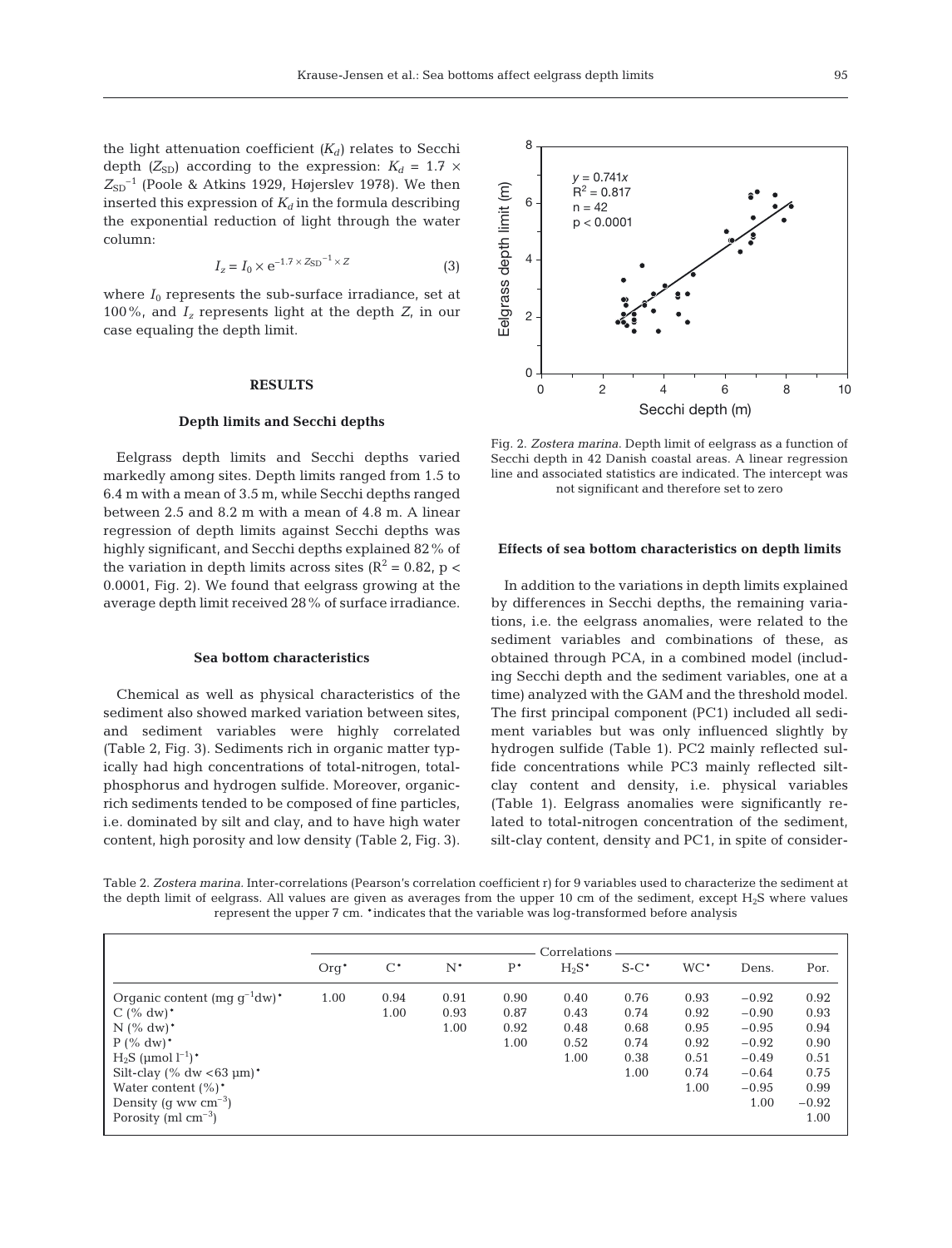the light attenuation coefficient ($K_d$) relates to Secchi depth ($Z_{SD}$) according to the expression: $K_d = 1.7 \times Z_{SD}^{-1}$ (Poole & Atkins 1929, Højerslev 1978). We then inserted this expression of $K_d$ in the formula describing the exponential reduction of light through the water column:

$$I_z = I_0 \times e^{-1.7 \times Z_{SD}^{-1} \times Z} \quad (3)$$

where $I_0$ represents the sub-surface irradiance, set at 100%, and $I_z$ represents light at the depth $Z$, in our case equaling the depth limit.

## RESULTS

### Depth limits and Secchi depths

Eelgrass depth limits and Secchi depths varied markedly among sites. Depth limits ranged from 1.5 to 6.4 m with a mean of 3.5 m, while Secchi depths ranged between 2.5 and 8.2 m with a mean of 4.8 m. A linear regression of depth limits against Secchi depths was highly significant, and Secchi depths explained 82% of the variation in depth limits across sites ($R^2 = 0.82$, $p < 0.0001$, Fig. 2). We found that eelgrass growing at the average depth limit received 28% of surface irradiance.

### Sea bottom characteristics

Chemical as well as physical characteristics of the sediment also showed marked variation between sites, and sediment variables were highly correlated (Table 2, Fig. 3). Sediments rich in organic matter typically had high concentrations of total-nitrogen, total-phosphorus and hydrogen sulfide. Moreover, organic-rich sediments tended to be composed of fine particles, i.e. dominated by silt and clay, and to have high water content, high porosity and low density (Table 2, Fig. 3).

Fig. 2. *Zostera marina*. Depth limit of eelgrass as a function of Secchi depth in 42 Danish coastal areas. A linear regression line and associated statistics are indicated. The intercept was not significant and therefore set to zero

### Effects of sea bottom characteristics on depth limits

In addition to the variations in depth limits explained by differences in Secchi depths, the remaining variations, i.e. the eelgrass anomalies, were related to the sediment variables and combinations of these, as obtained through PCA, in a combined model (including Secchi depth and the sediment variables, one at a time) analyzed with the GAM and the threshold model. The first principal component (PC1) included all sediment variables but was only influenced slightly by hydrogen sulfide (Table 1). PC2 mainly reflected sulfide concentrations while PC3 mainly reflected silt-clay content and density, i.e. physical variables (Table 1). Eelgrass anomalies were significantly related to total-nitrogen concentration of the sediment, silt-clay content, density and PC1, in spite of consider-

Table 2. *Zostera marina*. Inter-correlations (Pearson's correlation coefficient r) for 9 variables used to characterize the sediment at the depth limit of eelgrass. All values are given as averages from the upper 10 cm of the sediment, except $H_2S$ where values represent the upper 7 cm. •indicates that the variable was log-transformed before analysis

| | Correlations | | | | | | | | |
|---|---|---|---|---|---|---|---|---|---|
| | Org• | C• | N• | P• | $H_2S$• | S-C• | WC• | Dens. | Por. |
| Organic content (mg $g^{-1}$dw)• | 1.00 | 0.94 | 0.91 | 0.90 | 0.40 | 0.76 | 0.93 | −0.92 | 0.92 |
| C (% dw)• | | 1.00 | 0.93 | 0.87 | 0.43 | 0.74 | 0.92 | −0.90 | 0.93 |
| N (% dw)• | | | 1.00 | 0.92 | 0.48 | 0.68 | 0.95 | −0.95 | 0.94 |
| P (% dw)• | | | | 1.00 | 0.52 | 0.74 | 0.92 | −0.92 | 0.90 |
| $H_2S$ (µmol $l^{-1}$)• | | | | | 1.00 | 0.38 | 0.51 | −0.49 | 0.51 |
| Silt-clay (% dw <63 µm)• | | | | | | 1.00 | 0.74 | −0.64 | 0.75 |
| Water content (%)• | | | | | | | 1.00 | −0.95 | 0.99 |
| Density (g ww $cm^{-3}$) | | | | | | | | 1.00 | −0.92 |
| Porosity (ml $cm^{-3}$) | | | | | | | | | 1.00 |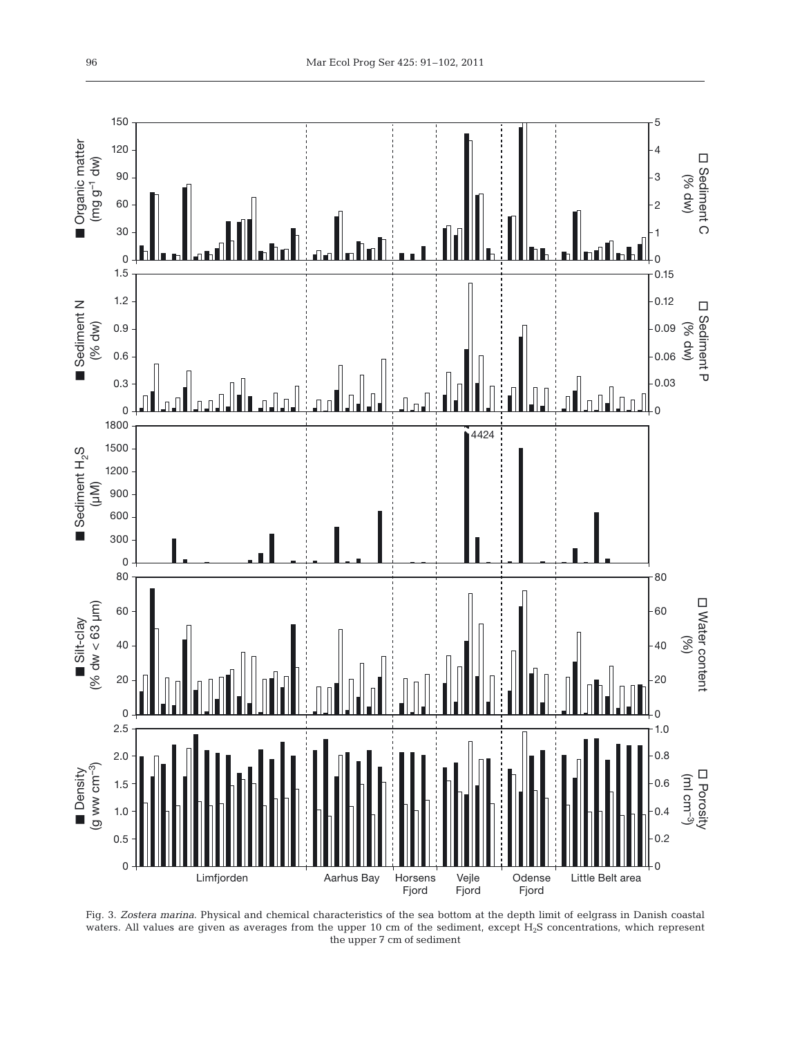Fig. 3. *Zostera marina*. Physical and chemical characteristics of the sea bottom at the depth limit of eelgrass in Danish coastal waters. All values are given as averages from the upper 10 cm of the sediment, except $H_2S$ concentrations, which represent the upper 7 cm of sediment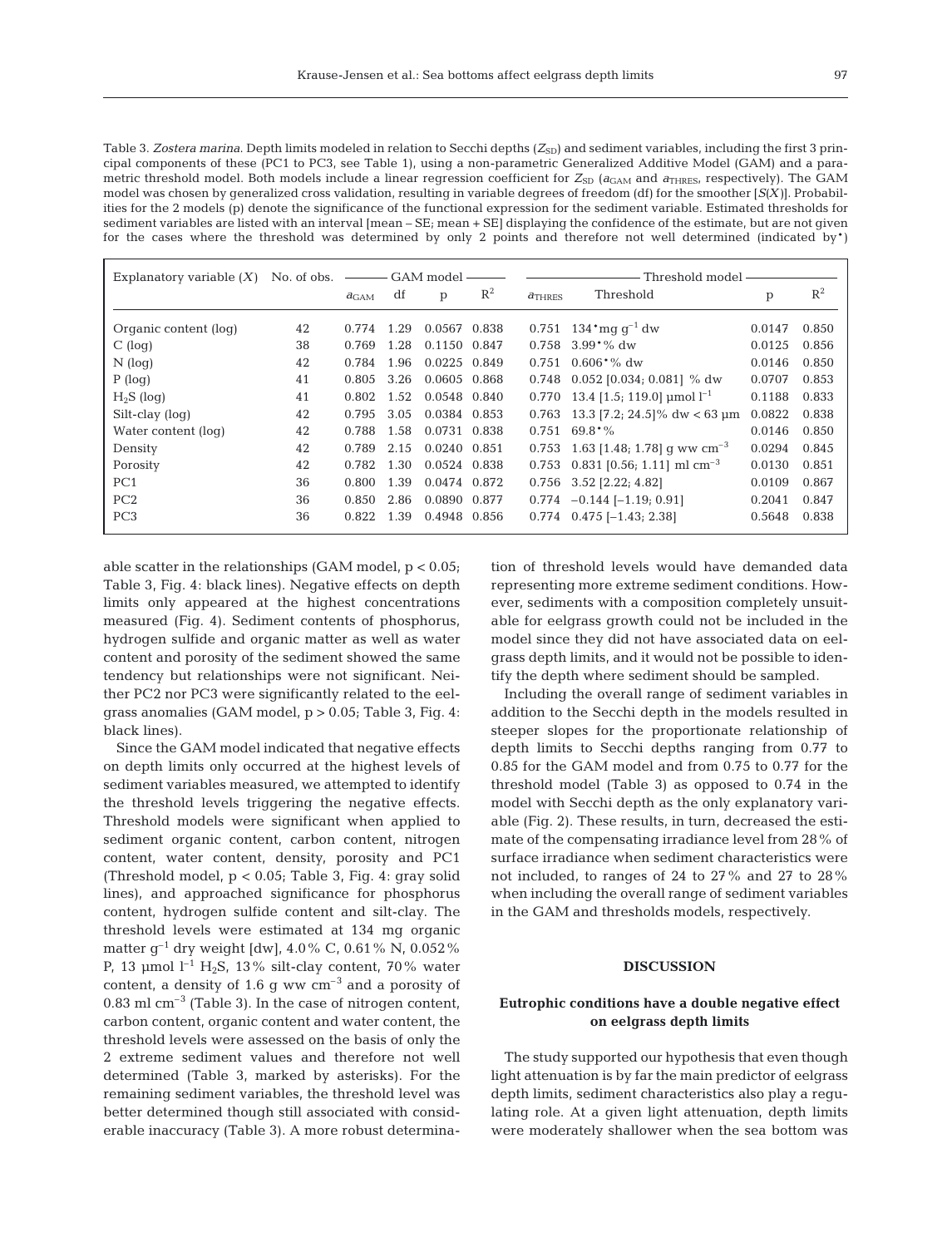Table 3. *Zostera marina*. Depth limits modeled in relation to Secchi depths ($Z_{SD}$) and sediment variables, including the first 3 principal components of these (PC1 to PC3, see Table 1), using a non-parametric Generalized Additive Model (GAM) and a parametric threshold model. Both models include a linear regression coefficient for $Z_{SD}$ ($a_{GAM}$ and $a_{THRES}$, respectively). The GAM model was chosen by generalized cross validation, resulting in variable degrees of freedom (df) for the smoother [$S(X)$]. Probabilities for the 2 models (p) denote the significance of the functional expression for the sediment variable. Estimated thresholds for sediment variables are listed with an interval [mean – SE; mean + SE] displaying the confidence of the estimate, but are not given for the cases where the threshold was determined by only 2 points and therefore not well determined (indicated by•)

| Explanatory variable ($X$) | No. of obs. | GAM model | | | | Threshold model | | | |
|---|---|---|---|---|---|---|---|---|---|
| | | $a_{GAM}$ | df | p | $R^2$ | $a_{THRES}$ | Threshold | p | $R^2$ |
| Organic content (log) | 42 | 0.774 | 1.29 | 0.0567 | 0.838 | 0.751 | 134•mg $g^{-1}$ dw | 0.0147 | 0.850 |
| C (log) | 38 | 0.769 | 1.28 | 0.1150 | 0.847 | 0.758 | 3.99•% dw | 0.0125 | 0.856 |
| N (log) | 42 | 0.784 | 1.96 | 0.0225 | 0.849 | 0.751 | 0.606•% dw | 0.0146 | 0.850 |
| P (log) | 41 | 0.805 | 3.26 | 0.0605 | 0.868 | 0.748 | 0.052 [0.034; 0.081] % dw | 0.0707 | 0.853 |
| $H_2S$ (log) | 41 | 0.802 | 1.52 | 0.0548 | 0.840 | 0.770 | 13.4 [1.5; 119.0] µmol $l^{-1}$ | 0.1188 | 0.833 |
| Silt-clay (log) | 42 | 0.795 | 3.05 | 0.0384 | 0.853 | 0.763 | 13.3 [7.2; 24.5]% dw < 63 µm | 0.0822 | 0.838 |
| Water content (log) | 42 | 0.788 | 1.58 | 0.0731 | 0.838 | 0.751 | 69.8•% | 0.0146 | 0.850 |
| Density | 42 | 0.789 | 2.15 | 0.0240 | 0.851 | 0.753 | 1.63 [1.48; 1.78] g ww $cm^{-3}$ | 0.0294 | 0.845 |
| Porosity | 42 | 0.782 | 1.30 | 0.0524 | 0.838 | 0.753 | 0.831 [0.56; 1.11] ml $cm^{-3}$ | 0.0130 | 0.851 |
| PC1 | 36 | 0.800 | 1.39 | 0.0474 | 0.872 | 0.756 | 3.52 [2.22; 4.82] | 0.0109 | 0.867 |
| PC2 | 36 | 0.850 | 2.86 | 0.0890 | 0.877 | 0.774 | −0.144 [−1.19; 0.91] | 0.2041 | 0.847 |
| PC3 | 36 | 0.822 | 1.39 | 0.4948 | 0.856 | 0.774 | 0.475 [−1.43; 2.38] | 0.5648 | 0.838 |

able scatter in the relationships (GAM model, $p < 0.05$; Table 3, Fig. 4: black lines). Negative effects on depth limits only appeared at the highest concentrations measured (Fig. 4). Sediment contents of phosphorus, hydrogen sulfide and organic matter as well as water content and porosity of the sediment showed the same tendency but relationships were not significant. Neither PC2 nor PC3 were significantly related to the eelgrass anomalies (GAM model, $p > 0.05$; Table 3, Fig. 4: black lines).

Since the GAM model indicated that negative effects on depth limits only occurred at the highest levels of sediment variables measured, we attempted to identify the threshold levels triggering the negative effects. Threshold models were significant when applied to sediment organic content, carbon content, nitrogen content, water content, density, porosity and PC1 (Threshold model, $p < 0.05$; Table 3, Fig. 4: gray solid lines), and approached significance for phosphorus content, hydrogen sulfide content and silt-clay. The threshold levels were estimated at 134 mg organic matter $g^{-1}$ dry weight [dw], 4.0% C, 0.61% N, 0.052% P, 13 µmol $l^{-1}$ $H_2S$, 13% silt-clay content, 70% water content, a density of 1.6 g ww $cm^{-3}$ and a porosity of 0.83 ml $cm^{-3}$ (Table 3). In the case of nitrogen content, carbon content, organic content and water content, the threshold levels were assessed on the basis of only the 2 extreme sediment values and therefore not well determined (Table 3, marked by asterisks). For the remaining sediment variables, the threshold level was better determined though still associated with considerable inaccuracy (Table 3). A more robust determination of threshold levels would have demanded data representing more extreme sediment conditions. However, sediments with a composition completely unsuitable for eelgrass growth could not be included in the model since they did not have associated data on eelgrass depth limits, and it would not be possible to identify the depth where sediment should be sampled.

Including the overall range of sediment variables in addition to the Secchi depth in the models resulted in steeper slopes for the proportionate relationship of depth limits to Secchi depths ranging from 0.77 to 0.85 for the GAM model and from 0.75 to 0.77 for the threshold model (Table 3) as opposed to 0.74 in the model with Secchi depth as the only explanatory variable (Fig. 2). These results, in turn, decreased the estimate of the compensating irradiance level from 28% of surface irradiance when sediment characteristics were not included, to ranges of 24 to 27% and 27 to 28% when including the overall range of sediment variables in the GAM and thresholds models, respectively.

## DISCUSSION

### Eutrophic conditions have a double negative effect on eelgrass depth limits

The study supported our hypothesis that even though light attenuation is by far the main predictor of eelgrass depth limits, sediment characteristics also play a regulating role. At a given light attenuation, depth limits were moderately shallower when the sea bottom was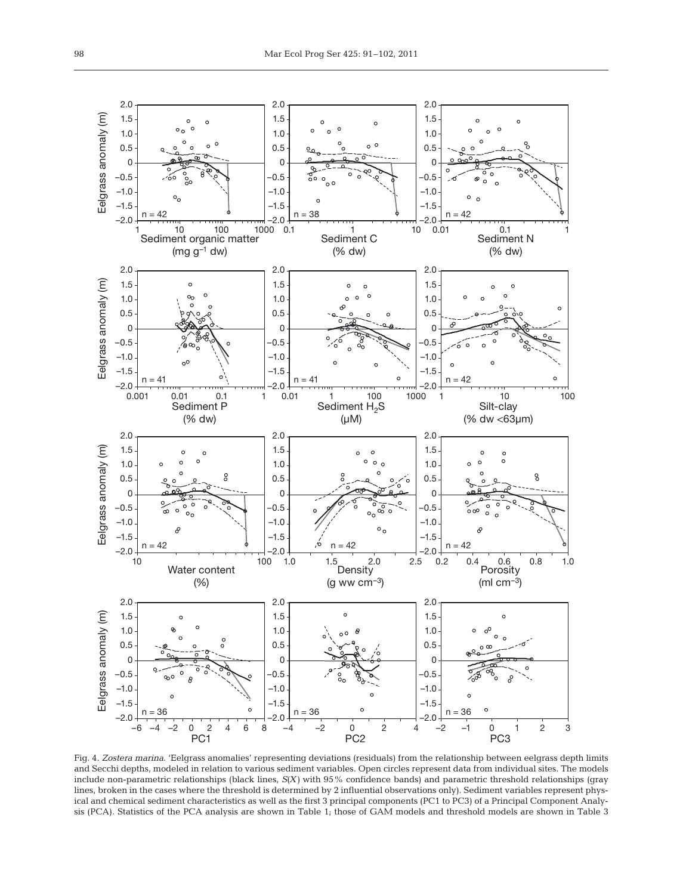Fig. 4. *Zostera marina*. 'Eelgrass anomalies' representing deviations (residuals) from the relationship between eelgrass depth limits and Secchi depths, modeled in relation to various sediment variables. Open circles represent data from individual sites. The models include non-parametric relationships (black lines, $S(X)$ with 95% confidence bands) and parametric threshold relationships (gray lines, broken in the cases where the threshold is determined by 2 influential observations only). Sediment variables represent physical and chemical sediment characteristics as well as the first 3 principal components (PC1 to PC3) of a Principal Component Analysis (PCA). Statistics of the PCA analysis are shown in Table 1; those of GAM models and threshold models are shown in Table 3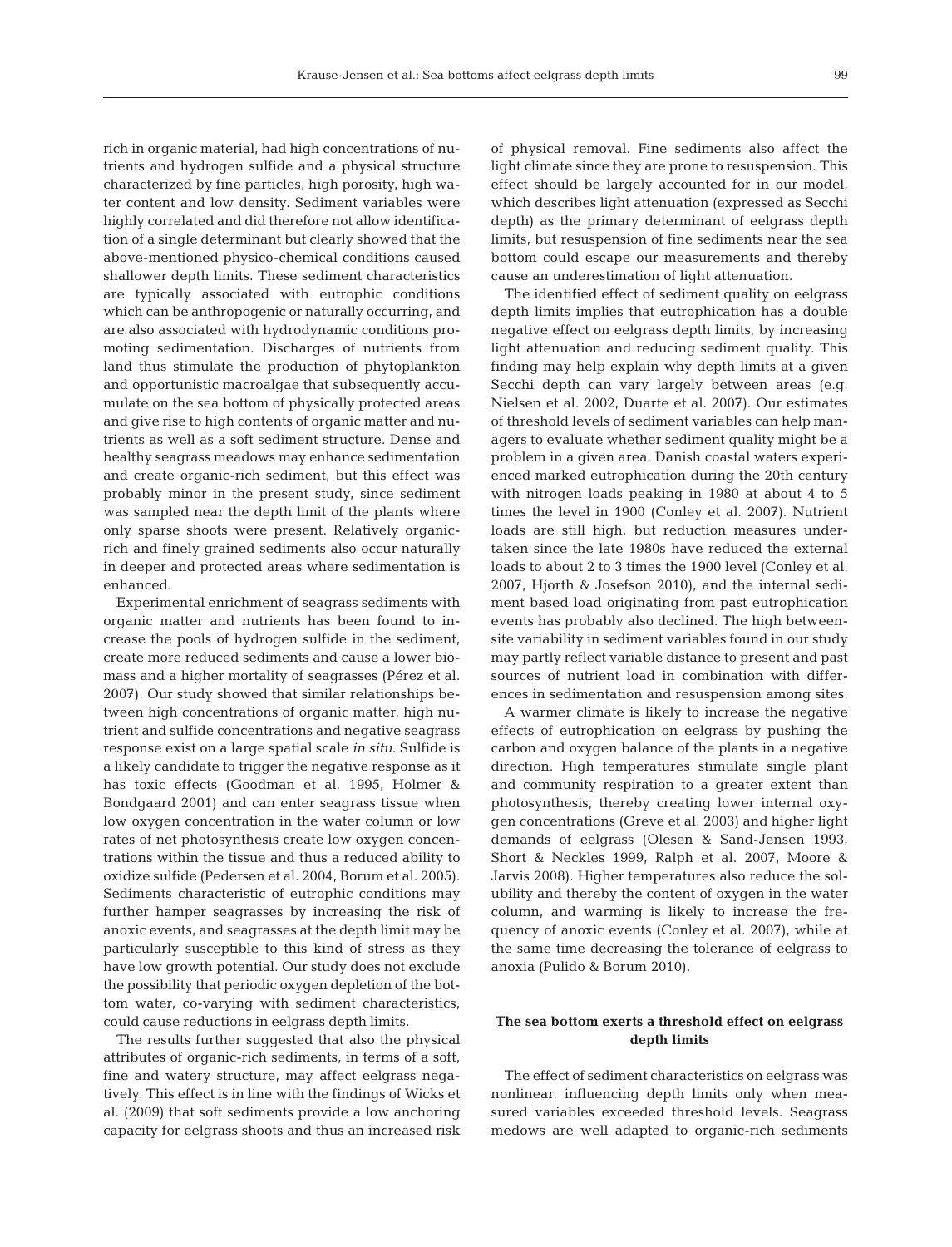rich in organic material, had high concentrations of nutrients and hydrogen sulfide and a physical structure characterized by fine particles, high porosity, high water content and low density. Sediment variables were highly correlated and did therefore not allow identification of a single determinant but clearly showed that the above-mentioned physico-chemical conditions caused shallower depth limits. These sediment characteristics are typically associated with eutrophic conditions which can be anthropogenic or naturally occurring, and are also associated with hydrodynamic conditions promoting sedimentation. Discharges of nutrients from land thus stimulate the production of phytoplankton and opportunistic macroalgae that subsequently accumulate on the sea bottom of physically protected areas and give rise to high contents of organic matter and nutrients as well as a soft sediment structure. Dense and healthy seagrass meadows may enhance sedimentation and create organic-rich sediment, but this effect was probably minor in the present study, since sediment was sampled near the depth limit of the plants where only sparse shoots were present. Relatively organic-rich and finely grained sediments also occur naturally in deeper and protected areas where sedimentation is enhanced.

Experimental enrichment of seagrass sediments with organic matter and nutrients has been found to increase the pools of hydrogen sulfide in the sediment, create more reduced sediments and cause a lower biomass and a higher mortality of seagrasses (Pérez et al. 2007). Our study showed that similar relationships between high concentrations of organic matter, high nutrient and sulfide concentrations and negative seagrass response exist on a large spatial scale *in situ*. Sulfide is a likely candidate to trigger the negative response as it has toxic effects (Goodman et al. 1995, Holmer & Bondgaard 2001) and can enter seagrass tissue when low oxygen concentration in the water column or low rates of net photosynthesis create low oxygen concentrations within the tissue and thus a reduced ability to oxidize sulfide (Pedersen et al. 2004, Borum et al. 2005). Sediments characteristic of eutrophic conditions may further hamper seagrasses by increasing the risk of anoxic events, and seagrasses at the depth limit may be particularly susceptible to this kind of stress as they have low growth potential. Our study does not exclude the possibility that periodic oxygen depletion of the bottom water, co-varying with sediment characteristics, could cause reductions in eelgrass depth limits.

The results further suggested that also the physical attributes of organic-rich sediments, in terms of a soft, fine and watery structure, may affect eelgrass negatively. This effect is in line with the findings of Wicks et al. (2009) that soft sediments provide a low anchoring capacity for eelgrass shoots and thus an increased risk of physical removal. Fine sediments also affect the light climate since they are prone to resuspension. This effect should be largely accounted for in our model, which describes light attenuation (expressed as Secchi depth) as the primary determinant of eelgrass depth limits, but resuspension of fine sediments near the sea bottom could escape our measurements and thereby cause an underestimation of light attenuation.

The identified effect of sediment quality on eelgrass depth limits implies that eutrophication has a double negative effect on eelgrass depth limits, by increasing light attenuation and reducing sediment quality. This finding may help explain why depth limits at a given Secchi depth can vary largely between areas (e.g. Nielsen et al. 2002, Duarte et al. 2007). Our estimates of threshold levels of sediment variables can help managers to evaluate whether sediment quality might be a problem in a given area. Danish coastal waters experienced marked eutrophication during the 20th century with nitrogen loads peaking in 1980 at about 4 to 5 times the level in 1900 (Conley et al. 2007). Nutrient loads are still high, but reduction measures undertaken since the late 1980s have reduced the external loads to about 2 to 3 times the 1900 level (Conley et al. 2007, Hjorth & Josefson 2010), and the internal sediment based load originating from past eutrophication events has probably also declined. The high between-site variability in sediment variables found in our study may partly reflect variable distance to present and past sources of nutrient load in combination with differences in sedimentation and resuspension among sites.

A warmer climate is likely to increase the negative effects of eutrophication on eelgrass by pushing the carbon and oxygen balance of the plants in a negative direction. High temperatures stimulate single plant and community respiration to a greater extent than photosynthesis, thereby creating lower internal oxygen concentrations (Greve et al. 2003) and higher light demands of eelgrass (Olesen & Sand-Jensen 1993, Short & Neckles 1999, Ralph et al. 2007, Moore & Jarvis 2008). Higher temperatures also reduce the solubility and thereby the content of oxygen in the water column, and warming is likely to increase the frequency of anoxic events (Conley et al. 2007), while at the same time decreasing the tolerance of eelgrass to anoxia (Pulido & Borum 2010).

### The sea bottom exerts a threshold effect on eelgrass depth limits

The effect of sediment characteristics on eelgrass was nonlinear, influencing depth limits only when measured variables exceeded threshold levels. Seagrass medows are well adapted to organic-rich sediments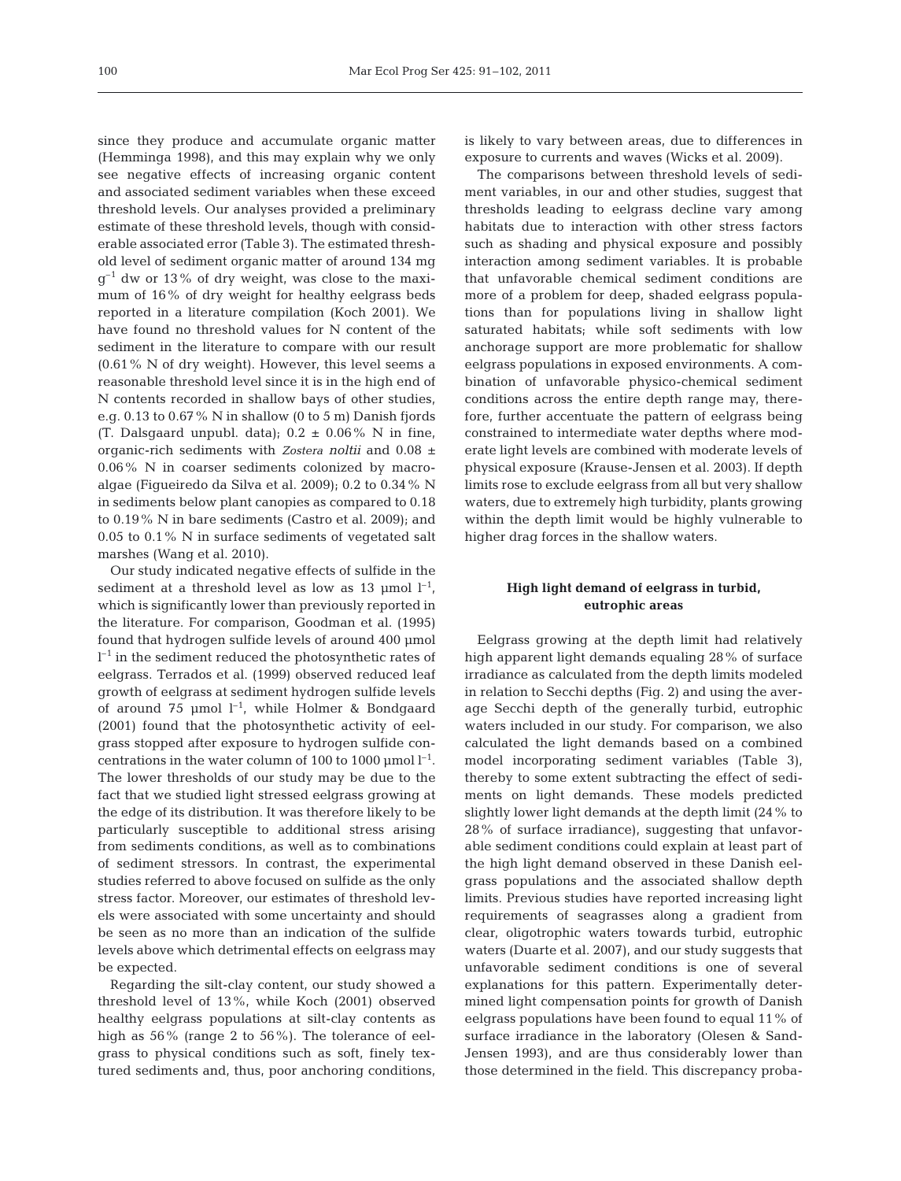since they produce and accumulate organic matter (Hemminga 1998), and this may explain why we only see negative effects of increasing organic content and associated sediment variables when these exceed threshold levels. Our analyses provided a preliminary estimate of these threshold levels, though with considerable associated error (Table 3). The estimated threshold level of sediment organic matter of around 134 mg $g^{-1}$ dw or 13% of dry weight, was close to the maximum of 16% of dry weight for healthy eelgrass beds reported in a literature compilation (Koch 2001). We have found no threshold values for N content of the sediment in the literature to compare with our result (0.61% N of dry weight). However, this level seems a reasonable threshold level since it is in the high end of N contents recorded in shallow bays of other studies, e.g. 0.13 to 0.67% N in shallow (0 to 5 m) Danish fjords (T. Dalsgaard unpubl. data); 0.2 ± 0.06% N in fine, organic-rich sediments with *Zostera noltii* and 0.08 ± 0.06% N in coarser sediments colonized by macroalgae (Figueiredo da Silva et al. 2009); 0.2 to 0.34% N in sediments below plant canopies as compared to 0.18 to 0.19% N in bare sediments (Castro et al. 2009); and 0.05 to 0.1% N in surface sediments of vegetated salt marshes (Wang et al. 2010).

Our study indicated negative effects of sulfide in the sediment at a threshold level as low as 13 µmol $l^{-1}$, which is significantly lower than previously reported in the literature. For comparison, Goodman et al. (1995) found that hydrogen sulfide levels of around 400 µmol $l^{-1}$ in the sediment reduced the photosynthetic rates of eelgrass. Terrados et al. (1999) observed reduced leaf growth of eelgrass at sediment hydrogen sulfide levels of around 75 µmol $l^{-1}$, while Holmer & Bondgaard (2001) found that the photosynthetic activity of eelgrass stopped after exposure to hydrogen sulfide concentrations in the water column of 100 to 1000 µmol $l^{-1}$. The lower thresholds of our study may be due to the fact that we studied light stressed eelgrass growing at the edge of its distribution. It was therefore likely to be particularly susceptible to additional stress arising from sediments conditions, as well as to combinations of sediment stressors. In contrast, the experimental studies referred to above focused on sulfide as the only stress factor. Moreover, our estimates of threshold levels were associated with some uncertainty and should be seen as no more than an indication of the sulfide levels above which detrimental effects on eelgrass may be expected.

Regarding the silt-clay content, our study showed a threshold level of 13%, while Koch (2001) observed healthy eelgrass populations at silt-clay contents as high as 56% (range 2 to 56%). The tolerance of eelgrass to physical conditions such as soft, finely textured sediments and, thus, poor anchoring conditions, is likely to vary between areas, due to differences in exposure to currents and waves (Wicks et al. 2009).

The comparisons between threshold levels of sediment variables, in our and other studies, suggest that thresholds leading to eelgrass decline vary among habitats due to interaction with other stress factors such as shading and physical exposure and possibly interaction among sediment variables. It is probable that unfavorable chemical sediment conditions are more of a problem for deep, shaded eelgrass populations than for populations living in shallow light saturated habitats; while soft sediments with low anchorage support are more problematic for shallow eelgrass populations in exposed environments. A combination of unfavorable physico-chemical sediment conditions across the entire depth range may, therefore, further accentuate the pattern of eelgrass being constrained to intermediate water depths where moderate light levels are combined with moderate levels of physical exposure (Krause-Jensen et al. 2003). If depth limits rose to exclude eelgrass from all but very shallow waters, due to extremely high turbidity, plants growing within the depth limit would be highly vulnerable to higher drag forces in the shallow waters.

### High light demand of eelgrass in turbid, eutrophic areas

Eelgrass growing at the depth limit had relatively high apparent light demands equaling 28% of surface irradiance as calculated from the depth limits modeled in relation to Secchi depths (Fig. 2) and using the average Secchi depth of the generally turbid, eutrophic waters included in our study. For comparison, we also calculated the light demands based on a combined model incorporating sediment variables (Table 3), thereby to some extent subtracting the effect of sediments on light demands. These models predicted slightly lower light demands at the depth limit (24% to 28% of surface irradiance), suggesting that unfavorable sediment conditions could explain at least part of the high light demand observed in these Danish eelgrass populations and the associated shallow depth limits. Previous studies have reported increasing light requirements of seagrasses along a gradient from clear, oligotrophic waters towards turbid, eutrophic waters (Duarte et al. 2007), and our study suggests that unfavorable sediment conditions is one of several explanations for this pattern. Experimentally determined light compensation points for growth of Danish eelgrass populations have been found to equal 11% of surface irradiance in the laboratory (Olesen & Sand-Jensen 1993), and are thus considerably lower than those determined in the field. This discrepancy proba-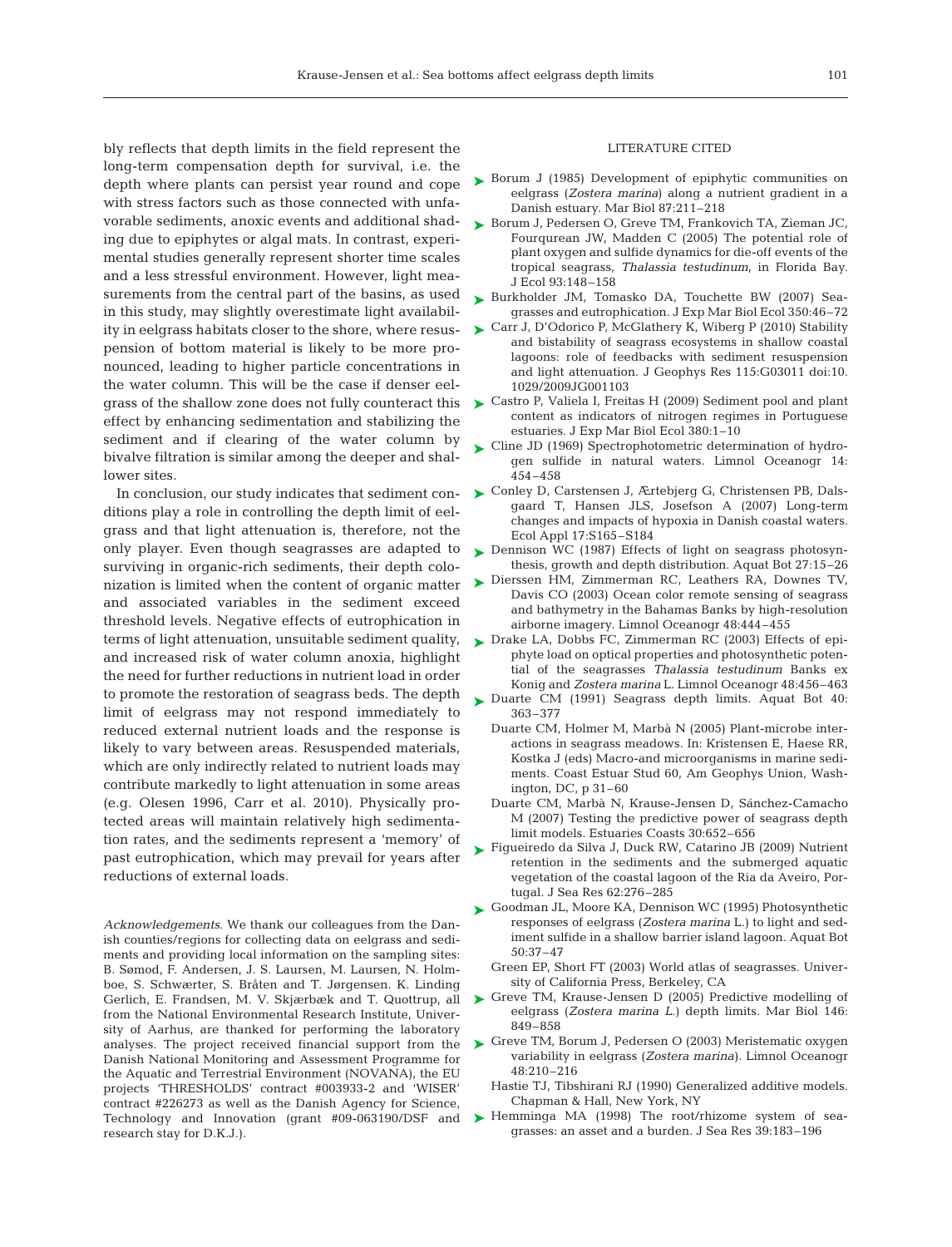bly reflects that depth limits in the field represent the long-term compensation depth for survival, i.e. the depth where plants can persist year round and cope with stress factors such as those connected with unfavorable sediments, anoxic events and additional shading due to epiphytes or algal mats. In contrast, experimental studies generally represent shorter time scales and a less stressful environment. However, light measurements from the central part of the basins, as used in this study, may slightly overestimate light availability in eelgrass habitats closer to the shore, where resuspension of bottom material is likely to be more pronounced, leading to higher particle concentrations in the water column. This will be the case if denser eelgrass of the shallow zone does not fully counteract this effect by enhancing sedimentation and stabilizing the sediment and if clearing of the water column by bivalve filtration is similar among the deeper and shallower sites.

In conclusion, our study indicates that sediment conditions play a role in controlling the depth limit of eelgrass and that light attenuation is, therefore, not the only player. Even though seagrasses are adapted to surviving in organic-rich sediments, their depth colonization is limited when the content of organic matter and associated variables in the sediment exceed threshold levels. Negative effects of eutrophication in terms of light attenuation, unsuitable sediment quality, and increased risk of water column anoxia, highlight the need for further reductions in nutrient load in order to promote the restoration of seagrass beds. The depth limit of eelgrass may not respond immediately to reduced external nutrient loads and the response is likely to vary between areas. Resuspended materials, which are only indirectly related to nutrient loads may contribute markedly to light attenuation in some areas (e.g. Olesen 1996, Carr et al. 2010). Physically protected areas will maintain relatively high sedimentation rates, and the sediments represent a 'memory' of past eutrophication, which may prevail for years after reductions of external loads.

*Acknowledgements.* We thank our colleagues from the Danish counties/regions for collecting data on eelgrass and sediments and providing local information on the sampling sites: B. Sømod, F. Andersen, J. S. Laursen, M. Laursen, N. Holmboe, S. Schwærter, S. Bråten and T. Jørgensen. K. Linding Gerlich, E. Frandsen, M. V. Skjærbæk and T. Quottrup, all from the National Environmental Research Institute, University of Aarhus, are thanked for performing the laboratory analyses. The project received financial support from the Danish National Monitoring and Assessment Programme for the Aquatic and Terrestrial Environment (NOVANA), the EU projects 'THRESHOLDS' contract #003933-2 and 'WISER' contract #226273 as well as the Danish Agency for Science, Technology and Innovation (grant #09-063190/DSF and research stay for D.K.J.).

## LITERATURE CITED

- Borum J (1985) Development of epiphytic communities on eelgrass (*Zostera marina*) along a nutrient gradient in a Danish estuary. Mar Biol 87:211–218
- Borum J, Pedersen O, Greve TM, Frankovich TA, Zieman JC, Fourqurean JW, Madden C (2005) The potential role of plant oxygen and sulfide dynamics for die-off events of the tropical seagrass, *Thalassia testudinum*, in Florida Bay. J Ecol 93:148–158
- Burkholder JM, Tomasko DA, Touchette BW (2007) Seagrasses and eutrophication. J Exp Mar Biol Ecol 350:46–72
- Carr J, D'Odorico P, McGlathery K, Wiberg P (2010) Stability and bistability of seagrass ecosystems in shallow coastal lagoons: role of feedbacks with sediment resuspension and light attenuation. J Geophys Res 115:G03011 doi:10.1029/2009JG001103
- Castro P, Valiela I, Freitas H (2009) Sediment pool and plant content as indicators of nitrogen regimes in Portuguese estuaries. J Exp Mar Biol Ecol 380:1–10
- Cline JD (1969) Spectrophotometric determination of hydrogen sulfide in natural waters. Limnol Oceanogr 14: 454–458
- Conley D, Carstensen J, Ærtebjerg G, Christensen PB, Dalsgaard T, Hansen JLS, Josefson A (2007) Long-term changes and impacts of hypoxia in Danish coastal waters. Ecol Appl 17:S165–S184
- Dennison WC (1987) Effects of light on seagrass photosynthesis, growth and depth distribution. Aquat Bot 27:15–26
- Dierssen HM, Zimmerman RC, Leathers RA, Downes TV, Davis CO (2003) Ocean color remote sensing of seagrass and bathymetry in the Bahamas Banks by high-resolution airborne imagery. Limnol Oceanogr 48:444–455
- Drake LA, Dobbs FC, Zimmerman RC (2003) Effects of epiphyte load on optical properties and photosynthetic potential of the seagrasses *Thalassia testudinum* Banks ex Konig and *Zostera marina* L. Limnol Oceanogr 48:456–463
- Duarte CM (1991) Seagrass depth limits. Aquat Bot 40: 363–377
- Duarte CM, Holmer M, Marbà N (2005) Plant-microbe interactions in seagrass meadows. In: Kristensen E, Haese RR, Kostka J (eds) Macro-and microorganisms in marine sediments. Coast Estuar Stud 60, Am Geophys Union, Washington, DC, p 31–60
- Duarte CM, Marbà N, Krause-Jensen D, Sánchez-Camacho M (2007) Testing the predictive power of seagrass depth limit models. Estuaries Coasts 30:652–656
- Figueiredo da Silva J, Duck RW, Catarino JB (2009) Nutrient retention in the sediments and the submerged aquatic vegetation of the coastal lagoon of the Ria da Aveiro, Portugal. J Sea Res 62:276–285
- Goodman JL, Moore KA, Dennison WC (1995) Photosynthetic responses of eelgrass (*Zostera marina* L.) to light and sediment sulfide in a shallow barrier island lagoon. Aquat Bot 50:37–47
- Green EP, Short FT (2003) World atlas of seagrasses. University of California Press, Berkeley, CA
- Greve TM, Krause-Jensen D (2005) Predictive modelling of eelgrass (*Zostera marina L.*) depth limits. Mar Biol 146: 849–858
- Greve TM, Borum J, Pedersen O (2003) Meristematic oxygen variability in eelgrass (*Zostera marina*). Limnol Oceanogr 48:210–216
- Hastie TJ, Tibshirani RJ (1990) Generalized additive models. Chapman & Hall, New York, NY
- Hemminga MA (1998) The root/rhizome system of seagrasses: an asset and a burden. J Sea Res 39:183–196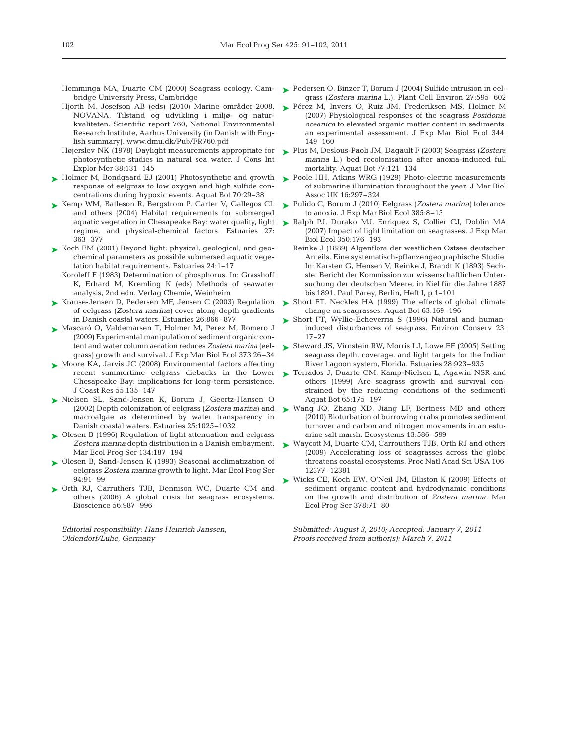Hemminga MA, Duarte CM (2000) Seagrass ecology. Cambridge University Press, Cambridge

Hjorth M, Josefson AB (eds) (2010) Marine områder 2008. NOVANA. Tilstand og udvikling i miljø- og naturkvaliteten. Scientific report 760, National Environmental Research Institute, Aarhus University (in Danish with English summary). www.dmu.dk/Pub/FR760.pdf

Højerslev NK (1978) Daylight measurements appropriate for photosynthetic studies in natural sea water. J Cons Int Explor Mer 38:131–145

Holmer M, Bondgaard EJ (2001) Photosynthetic and growth response of eelgrass to low oxygen and high sulfide concentrations during hypoxic events. Aquat Bot 70:29–38

Kemp WM, Batleson R, Bergstrom P, Carter V, Gallegos CL and others (2004) Habitat requirements for submerged aquatic vegetation in Chesapeake Bay: water quality, light regime, and physical-chemical factors. Estuaries 27: 363–377

Koch EM (2001) Beyond light: physical, geological, and geochemical parameters as possible submersed aquatic vegetation habitat requirements. Estuaries 24:1–17

Koroleff F (1983) Determination of phosphorus. In: Grasshoff K, Erhard M, Kremling K (eds) Methods of seawater analysis, 2nd edn. Verlag Chemie, Weinheim

Krause-Jensen D, Pedersen MF, Jensen C (2003) Regulation of eelgrass (*Zostera marina*) cover along depth gradients in Danish coastal waters. Estuaries 26:866–877

Mascaró O, Valdemarsen T, Holmer M, Perez M, Romero J (2009) Experimental manipulation of sediment organic content and water column aeration reduces *Zostera marina* (eelgrass) growth and survival. J Exp Mar Biol Ecol 373:26–34

Moore KA, Jarvis JC (2008) Environmental factors affecting recent summertime eelgrass diebacks in the Lower Chesapeake Bay: implications for long-term persistence. J Coast Res 55:135–147

Nielsen SL, Sand-Jensen K, Borum J, Geertz-Hansen O (2002) Depth colonization of eelgrass (*Zostera marina*) and macroalgae as determined by water transparency in Danish coastal waters. Estuaries 25:1025–1032

Olesen B (1996) Regulation of light attenuation and eelgrass *Zostera marina* depth distribution in a Danish embayment. Mar Ecol Prog Ser 134:187–194

Olesen B, Sand-Jensen K (1993) Seasonal acclimatization of eelgrass *Zostera marina* growth to light. Mar Ecol Prog Ser 94:91–99

Orth RJ, Carruthers TJB, Dennison WC, Duarte CM and others (2006) A global crisis for seagrass ecosystems. Bioscience 56:987–996

Pedersen O, Binzer T, Borum J (2004) Sulfide intrusion in eelgrass (*Zostera marina* L.). Plant Cell Environ 27:595–602

Pérez M, Invers O, Ruiz JM, Frederiksen MS, Holmer M (2007) Physiological responses of the seagrass *Posidonia oceanica* to elevated organic matter content in sediments: an experimental assessment. J Exp Mar Biol Ecol 344: 149–160

Plus M, Deslous-Paoli JM, Dagault F (2003) Seagrass (*Zostera marina* L.) bed recolonisation after anoxia-induced full mortality. Aquat Bot 77:121–134

Poole HH, Atkins WRG (1929) Photo-electric measurements of submarine illumination throughout the year. J Mar Biol Assoc UK 16:297–324

Pulido C, Borum J (2010) Eelgrass (*Zostera marina*) tolerance to anoxia. J Exp Mar Biol Ecol 385:8–13

Ralph PJ, Durako MJ, Enriquez S, Collier CJ, Doblin MA (2007) Impact of light limitation on seagrasses. J Exp Mar Biol Ecol 350:176–193

Reinke J (1889) Algenflora der westlichen Ostsee deutschen Anteils. Eine systematisch-pflanzengeographische Studie. In: Karsten G, Hensen V, Reinke J, Brandt K (1893) Sechster Bericht der Kommission zur wissenschaftlichen Untersuchung der deutschen Meere, in Kiel für die Jahre 1887 bis 1891. Paul Parey, Berlin, Heft I, p 1–101

Short FT, Neckles HA (1999) The effects of global climate change on seagrasses. Aquat Bot 63:169–196

Short FT, Wyllie-Echeverria S (1996) Natural and human-induced disturbances of seagrass. Environ Conserv 23: 17–27

Steward JS, Virnstein RW, Morris LJ, Lowe EF (2005) Setting seagrass depth, coverage, and light targets for the Indian River Lagoon system, Florida. Estuaries 28:923–935

Terrados J, Duarte CM, Kamp-Nielsen L, Agawin NSR and others (1999) Are seagrass growth and survival constrained by the reducing conditions of the sediment? Aquat Bot 65:175–197

Wang JQ, Zhang XD, Jiang LF, Bertness MD and others (2010) Bioturbation of burrowing crabs promotes sediment turnover and carbon and nitrogen movements in an estuarine salt marsh. Ecosystems 13:586–599

Waycott M, Duarte CM, Carrouthers TJB, Orth RJ and others (2009) Accelerating loss of seagrasses across the globe threatens coastal ecosystems. Proc Natl Acad Sci USA 106: 12377–12381

Wicks CE, Koch EW, O'Neil JM, Elliston K (2009) Effects of sediment organic content and hydrodynamic conditions on the growth and distribution of *Zostera marina*. Mar Ecol Prog Ser 378:71–80

*Editorial responsibility: Hans Heinrich Janssen, Oldendorf/Luhe, Germany*

*Submitted: August 3, 2010; Accepted: January 7, 2011*
*Proofs received from author(s): March 7, 2011*